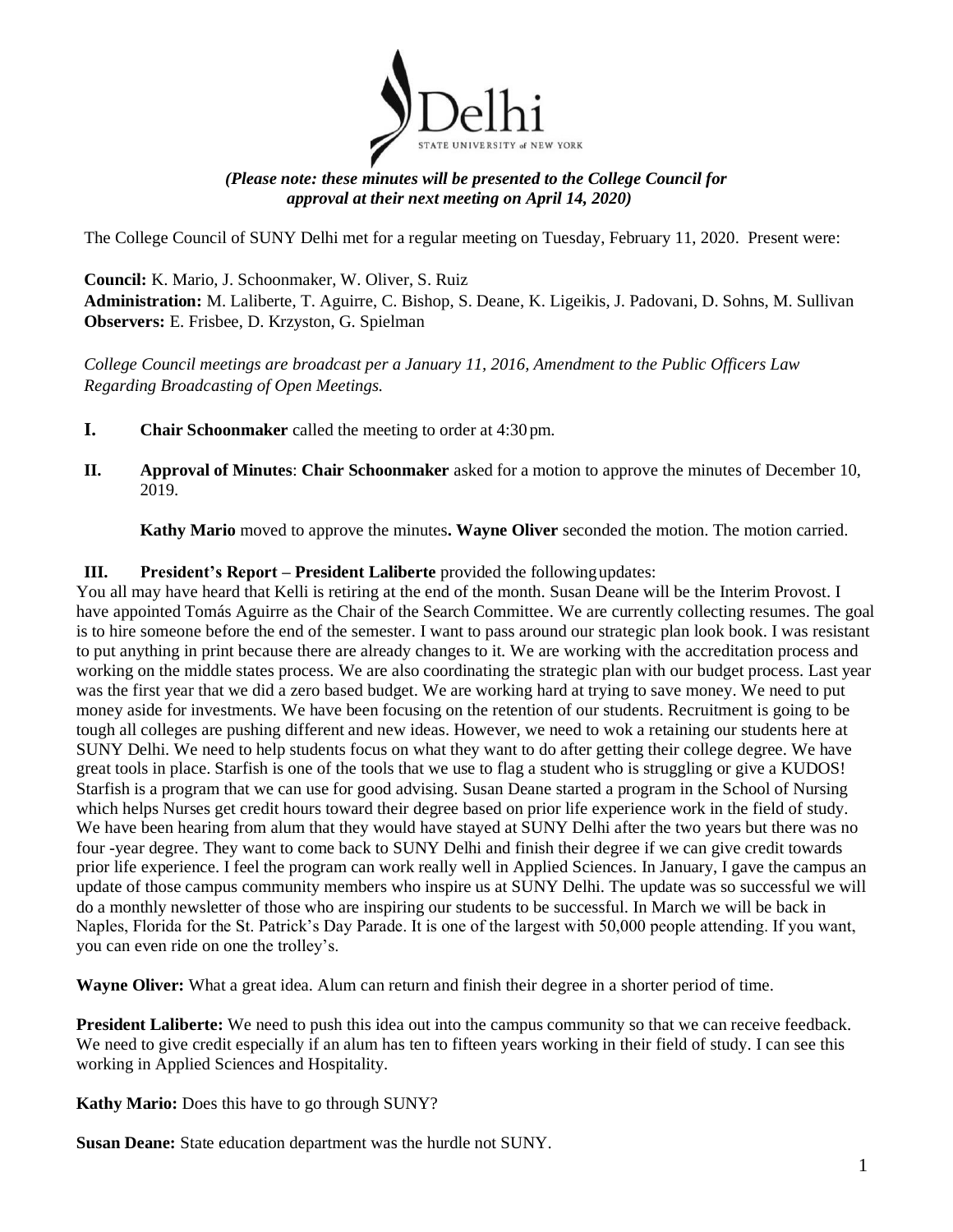*(Please note: these minutes will be presented to the College Council for approval at their next meeting on April 14, 2020)*

The College Council of SUNY Delhi met for a regular meeting on Tuesday, February 11, 2020. Present were:

**Council:** K. Mario, J. Schoonmaker, W. Oliver, S. Ruiz
**Administration:** M. Laliberte, T. Aguirre, C. Bishop, S. Deane, K. Ligeikis, J. Padovani, D. Sohns, M. Sullivan
**Observers:** E. Frisbee, D. Krzyston, G. Spielman

*College Council meetings are broadcast per a January 11, 2016, Amendment to the Public Officers Law Regarding Broadcasting of Open Meetings.*

**I. Chair Schoonmaker** called the meeting to order at 4:30 pm.

**II. Approval of Minutes**: **Chair Schoonmaker** asked for a motion to approve the minutes of December 10, 2019.

**Kathy Mario** moved to approve the minutes**. Wayne Oliver** seconded the motion. The motion carried.

**III. President's Report – President Laliberte** provided the following updates:

You all may have heard that Kelli is retiring at the end of the month. Susan Deane will be the Interim Provost. I have appointed Tomás Aguirre as the Chair of the Search Committee. We are currently collecting resumes. The goal is to hire someone before the end of the semester. I want to pass around our strategic plan look book. I was resistant to put anything in print because there are already changes to it. We are working with the accreditation process and working on the middle states process. We are also coordinating the strategic plan with our budget process. Last year was the first year that we did a zero based budget. We are working hard at trying to save money. We need to put money aside for investments. We have been focusing on the retention of our students. Recruitment is going to be tough all colleges are pushing different and new ideas. However, we need to wok a retaining our students here at SUNY Delhi. We need to help students focus on what they want to do after getting their college degree. We have great tools in place. Starfish is one of the tools that we use to flag a student who is struggling or give a KUDOS! Starfish is a program that we can use for good advising. Susan Deane started a program in the School of Nursing which helps Nurses get credit hours toward their degree based on prior life experience work in the field of study. We have been hearing from alum that they would have stayed at SUNY Delhi after the two years but there was no four -year degree. They want to come back to SUNY Delhi and finish their degree if we can give credit towards prior life experience. I feel the program can work really well in Applied Sciences. In January, I gave the campus an update of those campus community members who inspire us at SUNY Delhi. The update was so successful we will do a monthly newsletter of those who are inspiring our students to be successful. In March we will be back in Naples, Florida for the St. Patrick's Day Parade. It is one of the largest with 50,000 people attending. If you want, you can even ride on one the trolley's.

**Wayne Oliver:** What a great idea. Alum can return and finish their degree in a shorter period of time.

**President Laliberte:** We need to push this idea out into the campus community so that we can receive feedback. We need to give credit especially if an alum has ten to fifteen years working in their field of study. I can see this working in Applied Sciences and Hospitality.

**Kathy Mario:** Does this have to go through SUNY?

**Susan Deane:** State education department was the hurdle not SUNY.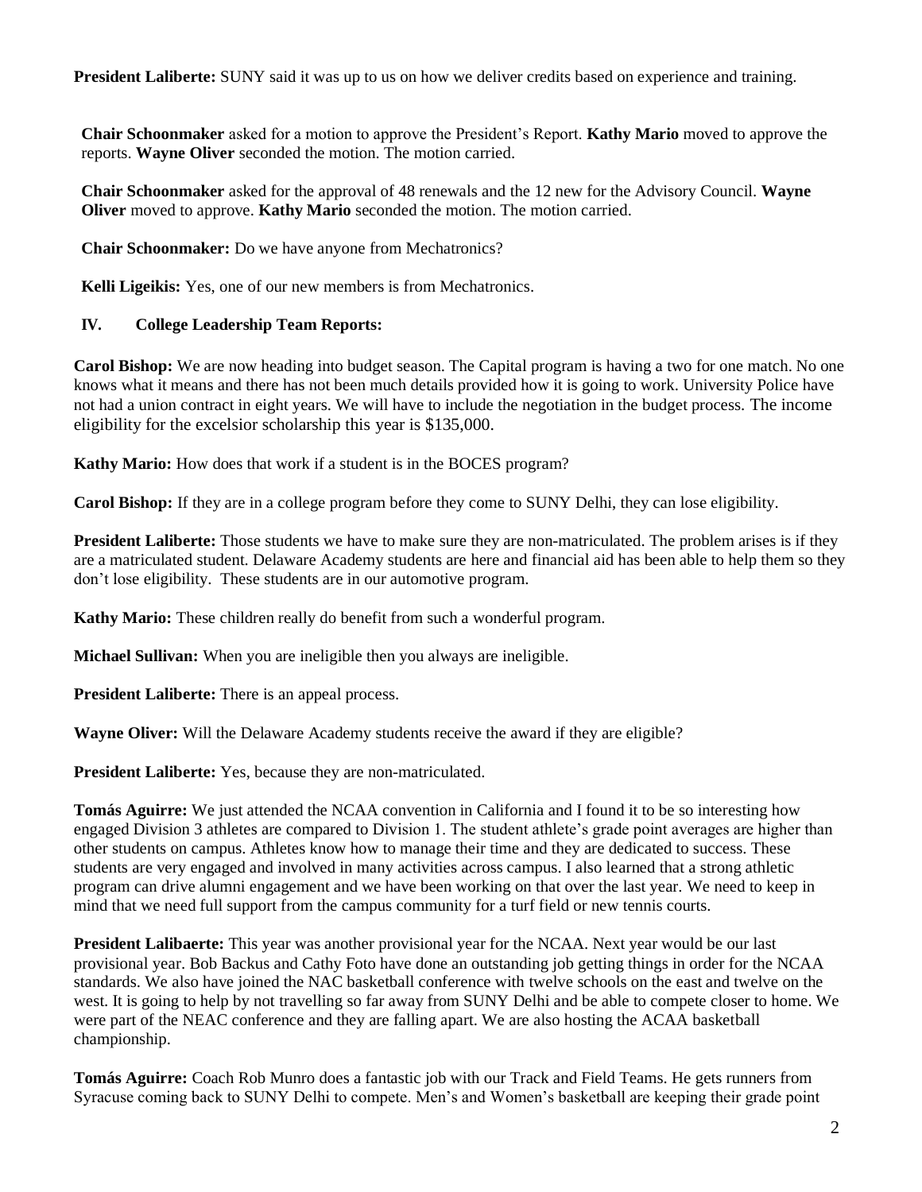**President Laliberte:** SUNY said it was up to us on how we deliver credits based on experience and training.

**Chair Schoonmaker** asked for a motion to approve the President's Report. **Kathy Mario** moved to approve the reports. **Wayne Oliver** seconded the motion. The motion carried.

**Chair Schoonmaker** asked for the approval of 48 renewals and the 12 new for the Advisory Council. **Wayne Oliver** moved to approve. **Kathy Mario** seconded the motion. The motion carried.

**Chair Schoonmaker:** Do we have anyone from Mechatronics?

**Kelli Ligeikis:** Yes, one of our new members is from Mechatronics.

## IV. College Leadership Team Reports:

**Carol Bishop:** We are now heading into budget season. The Capital program is having a two for one match. No one knows what it means and there has not been much details provided how it is going to work. University Police have not had a union contract in eight years. We will have to include the negotiation in the budget process. The income eligibility for the excelsior scholarship this year is $135,000.

**Kathy Mario:** How does that work if a student is in the BOCES program?

**Carol Bishop:** If they are in a college program before they come to SUNY Delhi, they can lose eligibility.

**President Laliberte:** Those students we have to make sure they are non-matriculated. The problem arises is if they are a matriculated student. Delaware Academy students are here and financial aid has been able to help them so they don't lose eligibility. These students are in our automotive program.

**Kathy Mario:** These children really do benefit from such a wonderful program.

**Michael Sullivan:** When you are ineligible then you always are ineligible.

**President Laliberte:** There is an appeal process.

**Wayne Oliver:** Will the Delaware Academy students receive the award if they are eligible?

**President Laliberte:** Yes, because they are non-matriculated.

**Tomás Aguirre:** We just attended the NCAA convention in California and I found it to be so interesting how engaged Division 3 athletes are compared to Division 1. The student athlete's grade point averages are higher than other students on campus. Athletes know how to manage their time and they are dedicated to success. These students are very engaged and involved in many activities across campus. I also learned that a strong athletic program can drive alumni engagement and we have been working on that over the last year. We need to keep in mind that we need full support from the campus community for a turf field or new tennis courts.

**President Lalibaerte:** This year was another provisional year for the NCAA. Next year would be our last provisional year. Bob Backus and Cathy Foto have done an outstanding job getting things in order for the NCAA standards. We also have joined the NAC basketball conference with twelve schools on the east and twelve on the west. It is going to help by not travelling so far away from SUNY Delhi and be able to compete closer to home. We were part of the NEAC conference and they are falling apart. We are also hosting the ACAA basketball championship.

**Tomás Aguirre:** Coach Rob Munro does a fantastic job with our Track and Field Teams. He gets runners from Syracuse coming back to SUNY Delhi to compete. Men's and Women's basketball are keeping their grade point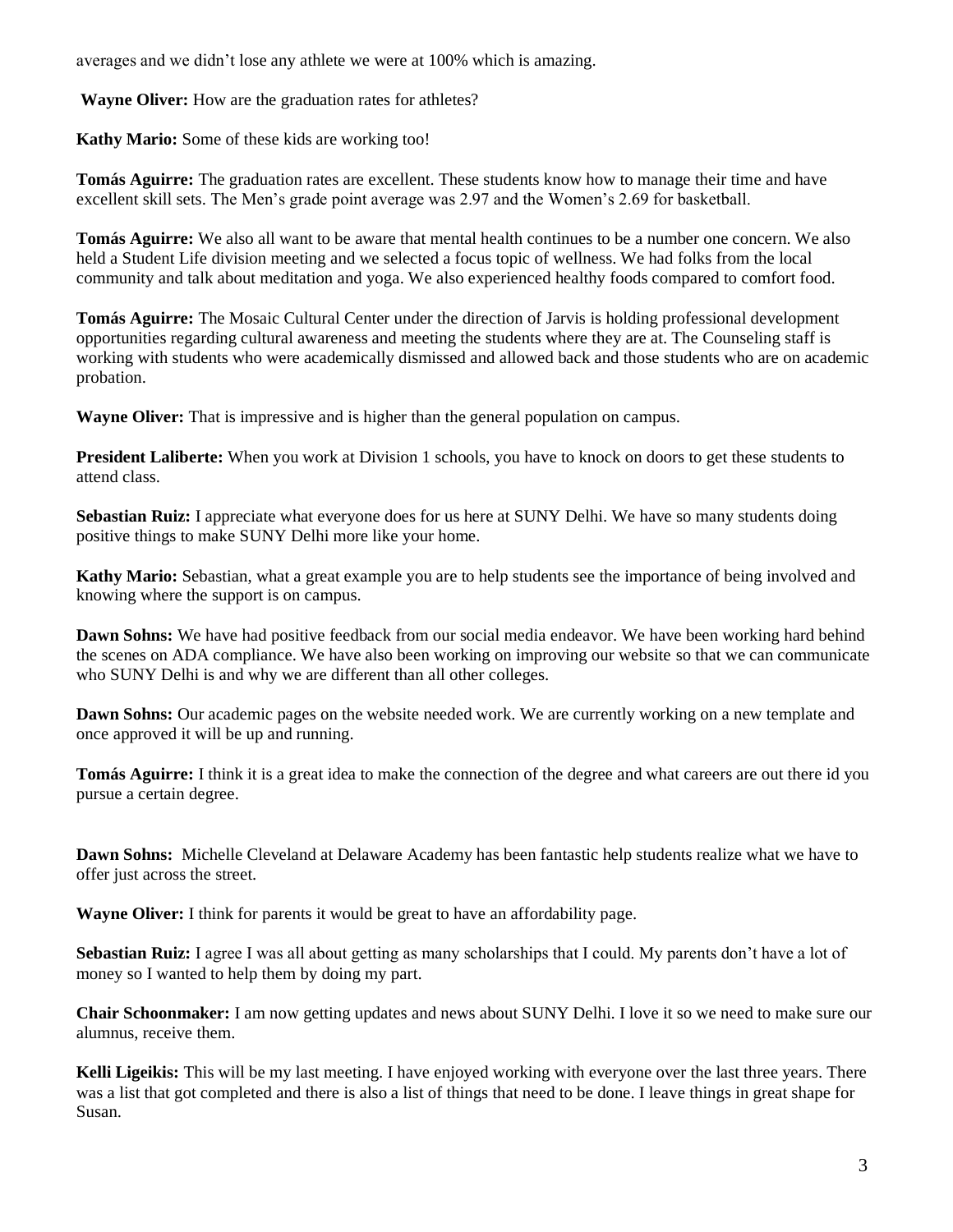averages and we didn't lose any athlete we were at 100% which is amazing.

**Wayne Oliver:** How are the graduation rates for athletes?

**Kathy Mario:** Some of these kids are working too!

**Tomás Aguirre:** The graduation rates are excellent. These students know how to manage their time and have excellent skill sets. The Men's grade point average was 2.97 and the Women's 2.69 for basketball.

**Tomás Aguirre:** We also all want to be aware that mental health continues to be a number one concern. We also held a Student Life division meeting and we selected a focus topic of wellness. We had folks from the local community and talk about meditation and yoga. We also experienced healthy foods compared to comfort food.

**Tomás Aguirre:** The Mosaic Cultural Center under the direction of Jarvis is holding professional development opportunities regarding cultural awareness and meeting the students where they are at. The Counseling staff is working with students who were academically dismissed and allowed back and those students who are on academic probation.

**Wayne Oliver:** That is impressive and is higher than the general population on campus.

**President Laliberte:** When you work at Division 1 schools, you have to knock on doors to get these students to attend class.

**Sebastian Ruiz:** I appreciate what everyone does for us here at SUNY Delhi. We have so many students doing positive things to make SUNY Delhi more like your home.

**Kathy Mario:** Sebastian, what a great example you are to help students see the importance of being involved and knowing where the support is on campus.

**Dawn Sohns:** We have had positive feedback from our social media endeavor. We have been working hard behind the scenes on ADA compliance. We have also been working on improving our website so that we can communicate who SUNY Delhi is and why we are different than all other colleges.

**Dawn Sohns:** Our academic pages on the website needed work. We are currently working on a new template and once approved it will be up and running.

**Tomás Aguirre:** I think it is a great idea to make the connection of the degree and what careers are out there id you pursue a certain degree.

**Dawn Sohns:** Michelle Cleveland at Delaware Academy has been fantastic help students realize what we have to offer just across the street.

**Wayne Oliver:** I think for parents it would be great to have an affordability page.

**Sebastian Ruiz:** I agree I was all about getting as many scholarships that I could. My parents don't have a lot of money so I wanted to help them by doing my part.

**Chair Schoonmaker:** I am now getting updates and news about SUNY Delhi. I love it so we need to make sure our alumnus, receive them.

**Kelli Ligeikis:** This will be my last meeting. I have enjoyed working with everyone over the last three years. There was a list that got completed and there is also a list of things that need to be done. I leave things in great shape for Susan.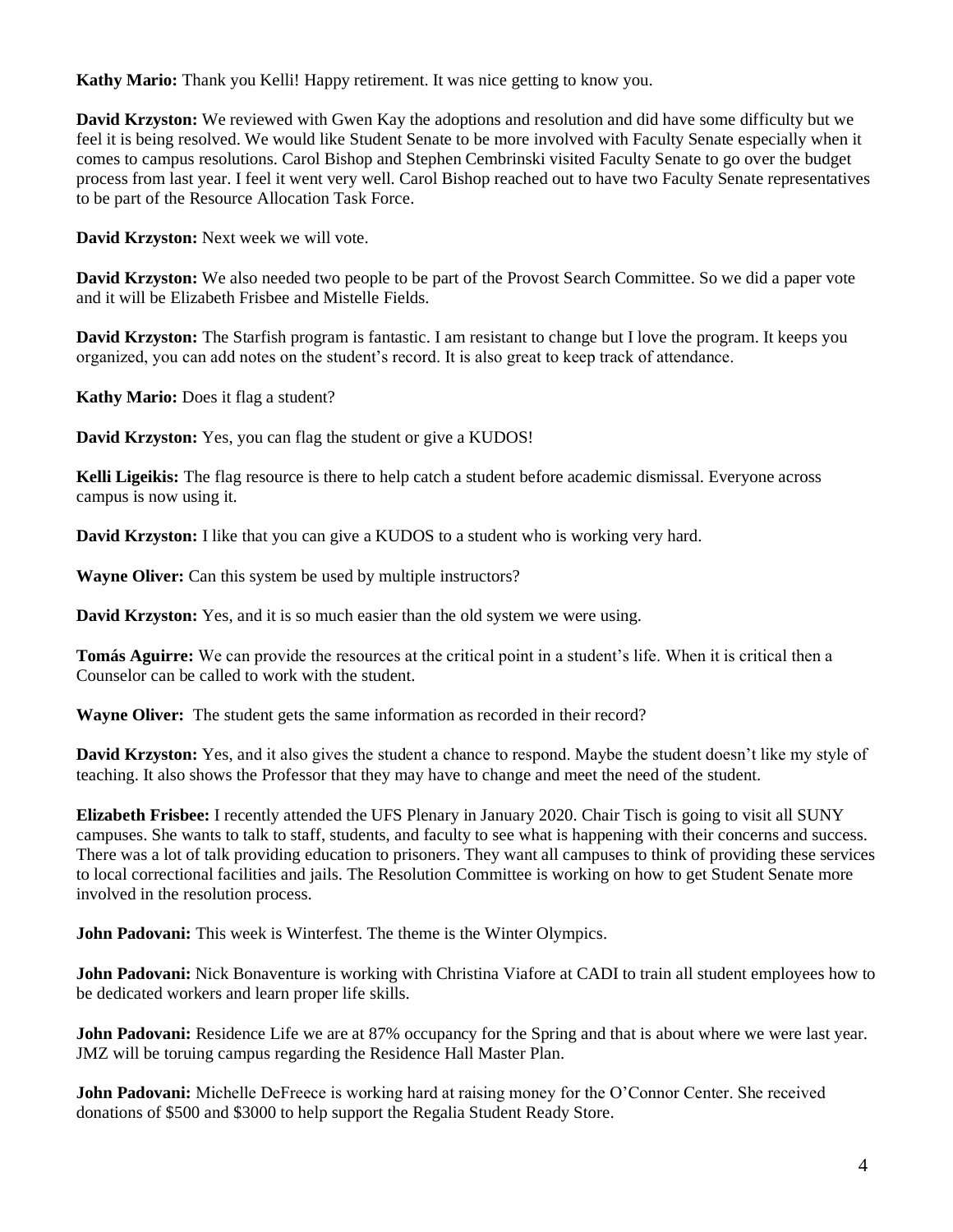**Kathy Mario:** Thank you Kelli! Happy retirement. It was nice getting to know you.

**David Krzyston:** We reviewed with Gwen Kay the adoptions and resolution and did have some difficulty but we feel it is being resolved. We would like Student Senate to be more involved with Faculty Senate especially when it comes to campus resolutions. Carol Bishop and Stephen Cembrinski visited Faculty Senate to go over the budget process from last year. I feel it went very well. Carol Bishop reached out to have two Faculty Senate representatives to be part of the Resource Allocation Task Force.

**David Krzyston:** Next week we will vote.

**David Krzyston:** We also needed two people to be part of the Provost Search Committee. So we did a paper vote and it will be Elizabeth Frisbee and Mistelle Fields.

**David Krzyston:** The Starfish program is fantastic. I am resistant to change but I love the program. It keeps you organized, you can add notes on the student's record. It is also great to keep track of attendance.

**Kathy Mario:** Does it flag a student?

**David Krzyston:** Yes, you can flag the student or give a KUDOS!

**Kelli Ligeikis:** The flag resource is there to help catch a student before academic dismissal. Everyone across campus is now using it.

**David Krzyston:** I like that you can give a KUDOS to a student who is working very hard.

**Wayne Oliver:** Can this system be used by multiple instructors?

**David Krzyston:** Yes, and it is so much easier than the old system we were using.

**Tomás Aguirre:** We can provide the resources at the critical point in a student's life. When it is critical then a Counselor can be called to work with the student.

**Wayne Oliver:** The student gets the same information as recorded in their record?

**David Krzyston:** Yes, and it also gives the student a chance to respond. Maybe the student doesn't like my style of teaching. It also shows the Professor that they may have to change and meet the need of the student.

**Elizabeth Frisbee:** I recently attended the UFS Plenary in January 2020. Chair Tisch is going to visit all SUNY campuses. She wants to talk to staff, students, and faculty to see what is happening with their concerns and success. There was a lot of talk providing education to prisoners. They want all campuses to think of providing these services to local correctional facilities and jails. The Resolution Committee is working on how to get Student Senate more involved in the resolution process.

**John Padovani:** This week is Winterfest. The theme is the Winter Olympics.

**John Padovani:** Nick Bonaventure is working with Christina Viafore at CADI to train all student employees how to be dedicated workers and learn proper life skills.

**John Padovani:** Residence Life we are at 87% occupancy for the Spring and that is about where we were last year. JMZ will be toruing campus regarding the Residence Hall Master Plan.

**John Padovani:** Michelle DeFreece is working hard at raising money for the O'Connor Center. She received donations of $500 and $3000 to help support the Regalia Student Ready Store.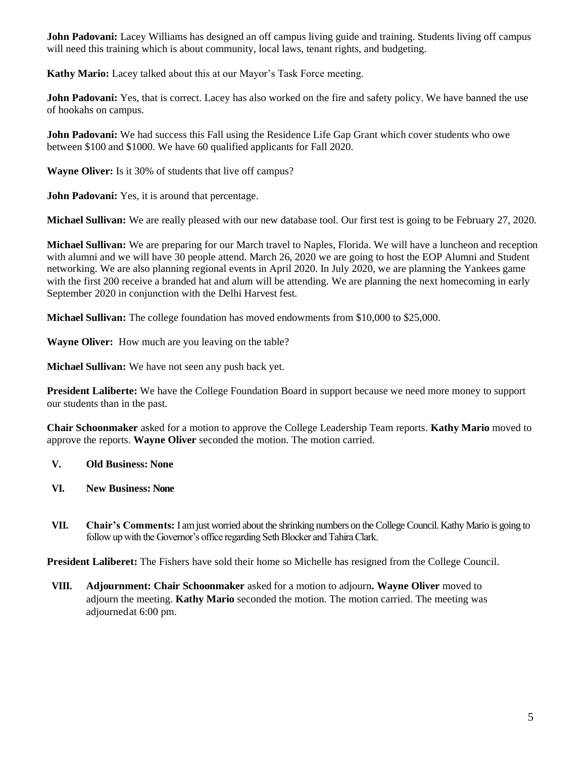**John Padovani:** Lacey Williams has designed an off campus living guide and training. Students living off campus will need this training which is about community, local laws, tenant rights, and budgeting.

**Kathy Mario:** Lacey talked about this at our Mayor's Task Force meeting.

**John Padovani:** Yes, that is correct. Lacey has also worked on the fire and safety policy. We have banned the use of hookahs on campus.

**John Padovani:** We had success this Fall using the Residence Life Gap Grant which cover students who owe between $100 and $1000. We have 60 qualified applicants for Fall 2020.

**Wayne Oliver:** Is it 30% of students that live off campus?

**John Padovani:** Yes, it is around that percentage.

**Michael Sullivan:** We are really pleased with our new database tool. Our first test is going to be February 27, 2020.

**Michael Sullivan:** We are preparing for our March travel to Naples, Florida. We will have a luncheon and reception with alumni and we will have 30 people attend. March 26, 2020 we are going to host the EOP Alumni and Student networking. We are also planning regional events in April 2020. In July 2020, we are planning the Yankees game with the first 200 receive a branded hat and alum will be attending. We are planning the next homecoming in early September 2020 in conjunction with the Delhi Harvest fest.

**Michael Sullivan:** The college foundation has moved endowments from $10,000 to $25,000.

**Wayne Oliver:** How much are you leaving on the table?

**Michael Sullivan:** We have not seen any push back yet.

**President Laliberte:** We have the College Foundation Board in support because we need more money to support our students than in the past.

**Chair Schoonmaker** asked for a motion to approve the College Leadership Team reports. **Kathy Mario** moved to approve the reports. **Wayne Oliver** seconded the motion. The motion carried.

**V. Old Business: None**

**VI. New Business: None**

**VII. Chair's Comments:** I am just worried about the shrinking numbers on the College Council. Kathy Mario is going to follow up with the Governor's office regarding Seth Blocker and Tahira Clark.

**President Laliberet:** The Fishers have sold their home so Michelle has resigned from the College Council.

**VIII. Adjournment: Chair Schoonmaker** asked for a motion to adjourn**. Wayne Oliver** moved to adjourn the meeting. **Kathy Mario** seconded the motion. The motion carried. The meeting was adjourned at 6:00 pm.